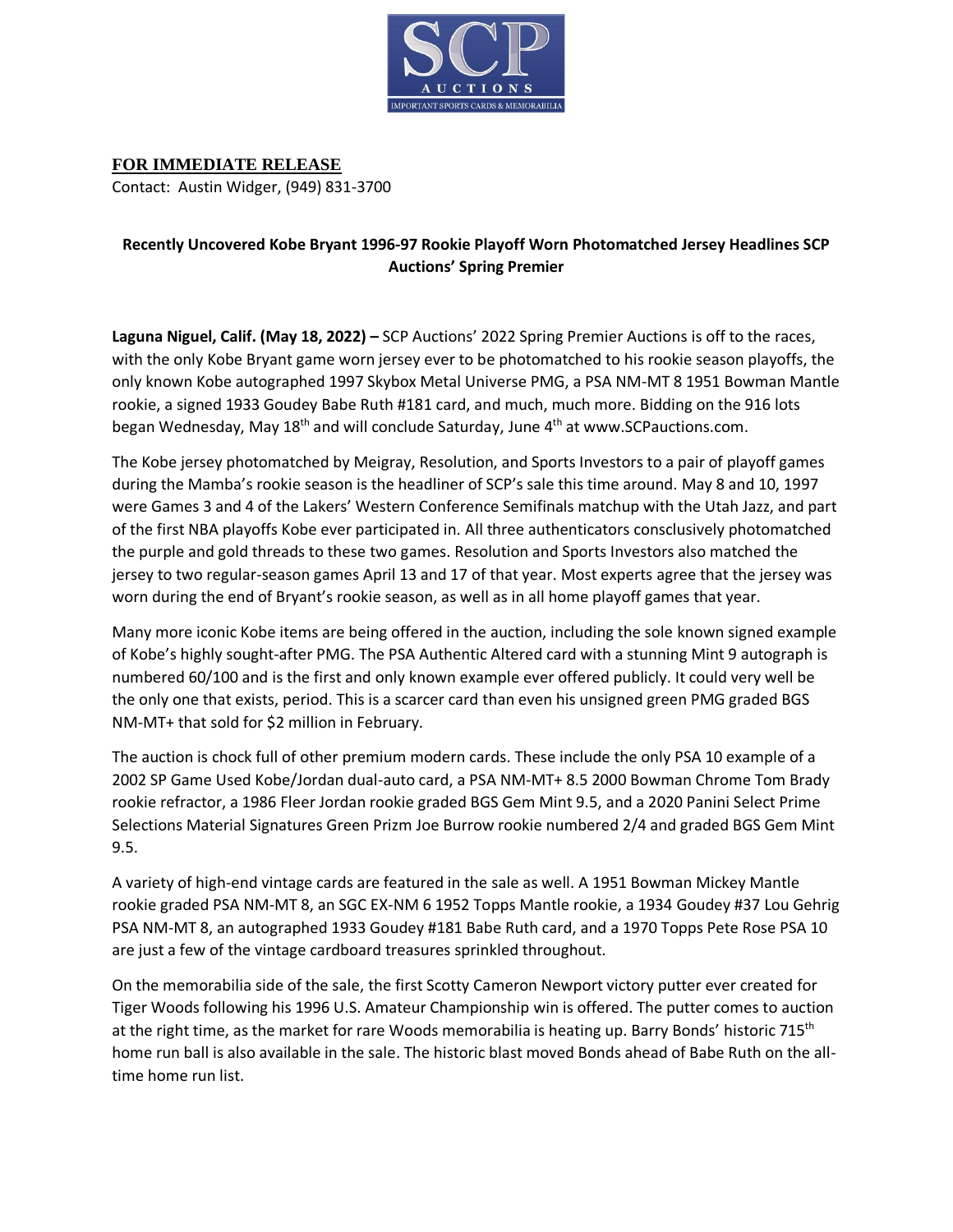**FOR IMMEDIATE RELEASE**

Contact: Austin Widger, (949) 831-3700

## Recently Uncovered Kobe Bryant 1996-97 Rookie Playoff Worn Photomatched Jersey Headlines SCP Auctions' Spring Premier

**Laguna Niguel, Calif. (May 18, 2022) –** SCP Auctions' 2022 Spring Premier Auctions is off to the races, with the only Kobe Bryant game worn jersey ever to be photomatched to his rookie season playoffs, the only known Kobe autographed 1997 Skybox Metal Universe PMG, a PSA NM-MT 8 1951 Bowman Mantle rookie, a signed 1933 Goudey Babe Ruth #181 card, and much, much more. Bidding on the 916 lots began Wednesday, May 18th and will conclude Saturday, June 4th at www.SCPauctions.com.

The Kobe jersey photomatched by Meigray, Resolution, and Sports Investors to a pair of playoff games during the Mamba's rookie season is the headliner of SCP's sale this time around. May 8 and 10, 1997 were Games 3 and 4 of the Lakers' Western Conference Semifinals matchup with the Utah Jazz, and part of the first NBA playoffs Kobe ever participated in. All three authenticators conscslusively photomatched the purple and gold threads to these two games. Resolution and Sports Investors also matched the jersey to two regular-season games April 13 and 17 of that year. Most experts agree that the jersey was worn during the end of Bryant's rookie season, as well as in all home playoff games that year.

Many more iconic Kobe items are being offered in the auction, including the sole known signed example of Kobe's highly sought-after PMG. The PSA Authentic Altered card with a stunning Mint 9 autograph is numbered 60/100 and is the first and only known example ever offered publicly. It could very well be the only one that exists, period. This is a scarcer card than even his unsigned green PMG graded BGS NM-MT+ that sold for $2 million in February.

The auction is chock full of other premium modern cards. These include the only PSA 10 example of a 2002 SP Game Used Kobe/Jordan dual-auto card, a PSA NM-MT+ 8.5 2000 Bowman Chrome Tom Brady rookie refractor, a 1986 Fleer Jordan rookie graded BGS Gem Mint 9.5, and a 2020 Panini Select Prime Selections Material Signatures Green Prizm Joe Burrow rookie numbered 2/4 and graded BGS Gem Mint 9.5.

A variety of high-end vintage cards are featured in the sale as well. A 1951 Bowman Mickey Mantle rookie graded PSA NM-MT 8, an SGC EX-NM 6 1952 Topps Mantle rookie, a 1934 Goudey #37 Lou Gehrig PSA NM-MT 8, an autographed 1933 Goudey #181 Babe Ruth card, and a 1970 Topps Pete Rose PSA 10 are just a few of the vintage cardboard treasures sprinkled throughout.

On the memorabilia side of the sale, the first Scotty Cameron Newport victory putter ever created for Tiger Woods following his 1996 U.S. Amateur Championship win is offered. The putter comes to auction at the right time, as the market for rare Woods memorabilia is heating up. Barry Bonds' historic 715th home run ball is also available in the sale. The historic blast moved Bonds ahead of Babe Ruth on the all-time home run list.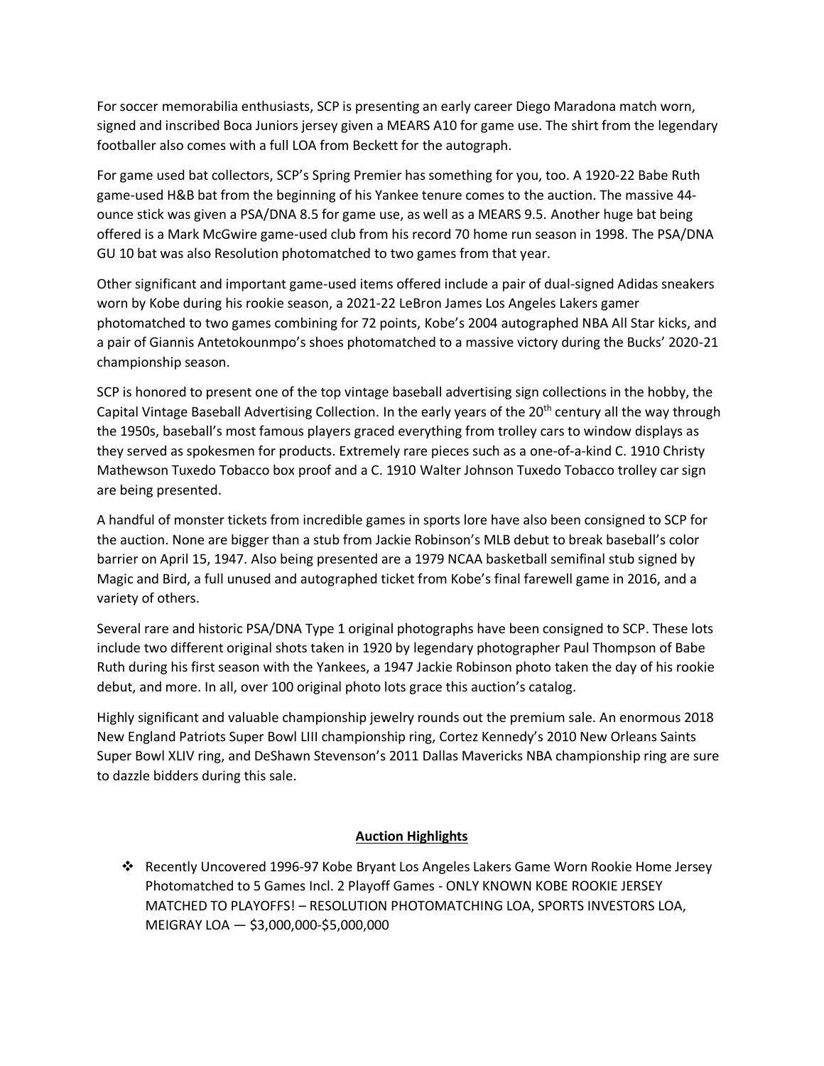For soccer memorabilia enthusiasts, SCP is presenting an early career Diego Maradona match worn, signed and inscribed Boca Juniors jersey given a MEARS A10 for game use. The shirt from the legendary footballer also comes with a full LOA from Beckett for the autograph.

For game used bat collectors, SCP's Spring Premier has something for you, too. A 1920-22 Babe Ruth game-used H&B bat from the beginning of his Yankee tenure comes to the auction. The massive 44-ounce stick was given a PSA/DNA 8.5 for game use, as well as a MEARS 9.5. Another huge bat being offered is a Mark McGwire game-used club from his record 70 home run season in 1998. The PSA/DNA GU 10 bat was also Resolution photomatched to two games from that year.

Other significant and important game-used items offered include a pair of dual-signed Adidas sneakers worn by Kobe during his rookie season, a 2021-22 LeBron James Los Angeles Lakers gamer photomatched to two games combining for 72 points, Kobe's 2004 autographed NBA All Star kicks, and a pair of Giannis Antetokounmpo's shoes photomatched to a massive victory during the Bucks' 2020-21 championship season.

SCP is honored to present one of the top vintage baseball advertising sign collections in the hobby, the Capital Vintage Baseball Advertising Collection. In the early years of the 20th century all the way through the 1950s, baseball's most famous players graced everything from trolley cars to window displays as they served as spokesmen for products. Extremely rare pieces such as a one-of-a-kind C. 1910 Christy Mathewson Tuxedo Tobacco box proof and a C. 1910 Walter Johnson Tuxedo Tobacco trolley car sign are being presented.

A handful of monster tickets from incredible games in sports lore have also been consigned to SCP for the auction. None are bigger than a stub from Jackie Robinson's MLB debut to break baseball's color barrier on April 15, 1947. Also being presented are a 1979 NCAA basketball semifinal stub signed by Magic and Bird, a full unused and autographed ticket from Kobe's final farewell game in 2016, and a variety of others.

Several rare and historic PSA/DNA Type 1 original photographs have been consigned to SCP. These lots include two different original shots taken in 1920 by legendary photographer Paul Thompson of Babe Ruth during his first season with the Yankees, a 1947 Jackie Robinson photo taken the day of his rookie debut, and more. In all, over 100 original photo lots grace this auction's catalog.

Highly significant and valuable championship jewelry rounds out the premium sale. An enormous 2018 New England Patriots Super Bowl LIII championship ring, Cortez Kennedy's 2010 New Orleans Saints Super Bowl XLIV ring, and DeShawn Stevenson's 2011 Dallas Mavericks NBA championship ring are sure to dazzle bidders during this sale.

## Auction Highlights

- Recently Uncovered 1996-97 Kobe Bryant Los Angeles Lakers Game Worn Rookie Home Jersey Photomatched to 5 Games Incl. 2 Playoff Games - ONLY KNOWN KOBE ROOKIE JERSEY MATCHED TO PLAYOFFS! – RESOLUTION PHOTOMATCHING LOA, SPORTS INVESTORS LOA, MEIGRAY LOA — $3,000,000-$5,000,000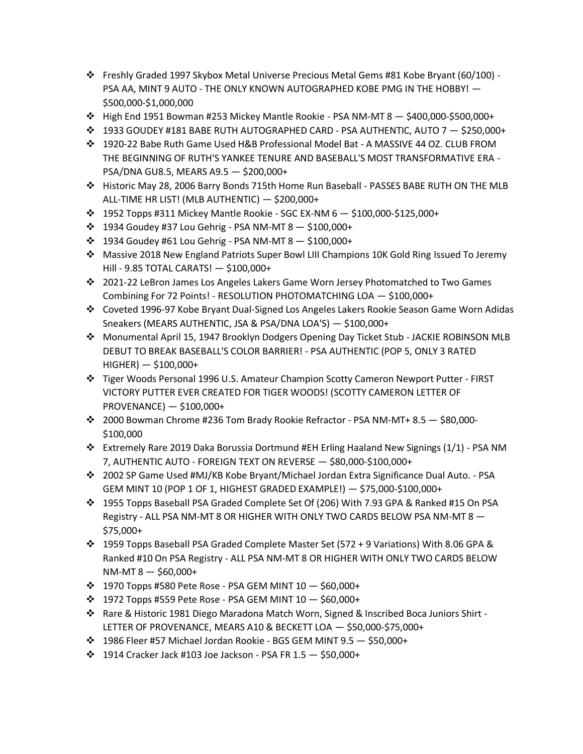- Freshly Graded 1997 Skybox Metal Universe Precious Metal Gems #81 Kobe Bryant (60/100) - PSA AA, MINT 9 AUTO - THE ONLY KNOWN AUTOGRAPHED KOBE PMG IN THE HOBBY! — $500,000-$1,000,000
- High End 1951 Bowman #253 Mickey Mantle Rookie - PSA NM-MT 8 — $400,000-$500,000+
- 1933 GOUDEY #181 BABE RUTH AUTOGRAPHED CARD - PSA AUTHENTIC, AUTO 7 — $250,000+
- 1920-22 Babe Ruth Game Used H&B Professional Model Bat - A MASSIVE 44 OZ. CLUB FROM THE BEGINNING OF RUTH'S YANKEE TENURE AND BASEBALL'S MOST TRANSFORMATIVE ERA - PSA/DNA GU8.5, MEARS A9.5 — $200,000+
- Historic May 28, 2006 Barry Bonds 715th Home Run Baseball - PASSES BABE RUTH ON THE MLB ALL-TIME HR LIST! (MLB AUTHENTIC) — $200,000+
- 1952 Topps #311 Mickey Mantle Rookie - SGC EX-NM 6 — $100,000-$125,000+
- 1934 Goudey #37 Lou Gehrig - PSA NM-MT 8 — $100,000+
- 1934 Goudey #61 Lou Gehrig - PSA NM-MT 8 — $100,000+
- Massive 2018 New England Patriots Super Bowl LIII Champions 10K Gold Ring Issued To Jeremy Hill - 9.85 TOTAL CARATS! — $100,000+
- 2021-22 LeBron James Los Angeles Lakers Game Worn Jersey Photomatched to Two Games Combining For 72 Points! - RESOLUTION PHOTOMATCHING LOA — $100,000+
- Coveted 1996-97 Kobe Bryant Dual-Signed Los Angeles Lakers Rookie Season Game Worn Adidas Sneakers (MEARS AUTHENTIC, JSA & PSA/DNA LOA'S) — $100,000+
- Monumental April 15, 1947 Brooklyn Dodgers Opening Day Ticket Stub - JACKIE ROBINSON MLB DEBUT TO BREAK BASEBALL'S COLOR BARRIER! - PSA AUTHENTIC (POP 5, ONLY 3 RATED HIGHER) — $100,000+
- Tiger Woods Personal 1996 U.S. Amateur Champion Scotty Cameron Newport Putter - FIRST VICTORY PUTTER EVER CREATED FOR TIGER WOODS! (SCOTTY CAMERON LETTER OF PROVENANCE) — $100,000+
- 2000 Bowman Chrome #236 Tom Brady Rookie Refractor - PSA NM-MT+ 8.5 — $80,000-$100,000
- Extremely Rare 2019 Daka Borussia Dortmund #EH Erling Haaland New Signings (1/1) - PSA NM 7, AUTHENTIC AUTO - FOREIGN TEXT ON REVERSE — $80,000-$100,000+
- 2002 SP Game Used #MJ/KB Kobe Bryant/Michael Jordan Extra Significance Dual Auto. - PSA GEM MINT 10 (POP 1 OF 1, HIGHEST GRADED EXAMPLE!) — $75,000-$100,000+
- 1955 Topps Baseball PSA Graded Complete Set Of (206) With 7.93 GPA & Ranked #15 On PSA Registry - ALL PSA NM-MT 8 OR HIGHER WITH ONLY TWO CARDS BELOW PSA NM-MT 8 — $75,000+
- 1959 Topps Baseball PSA Graded Complete Master Set (572 + 9 Variations) With 8.06 GPA & Ranked #10 On PSA Registry - ALL PSA NM-MT 8 OR HIGHER WITH ONLY TWO CARDS BELOW NM-MT 8 — $60,000+
- 1970 Topps #580 Pete Rose - PSA GEM MINT 10 — $60,000+
- 1972 Topps #559 Pete Rose - PSA GEM MINT 10 — $60,000+
- Rare & Historic 1981 Diego Maradona Match Worn, Signed & Inscribed Boca Juniors Shirt - LETTER OF PROVENANCE, MEARS A10 & BECKETT LOA — $50,000-$75,000+
- 1986 Fleer #57 Michael Jordan Rookie - BGS GEM MINT 9.5 — $50,000+
- 1914 Cracker Jack #103 Joe Jackson - PSA FR 1.5 — $50,000+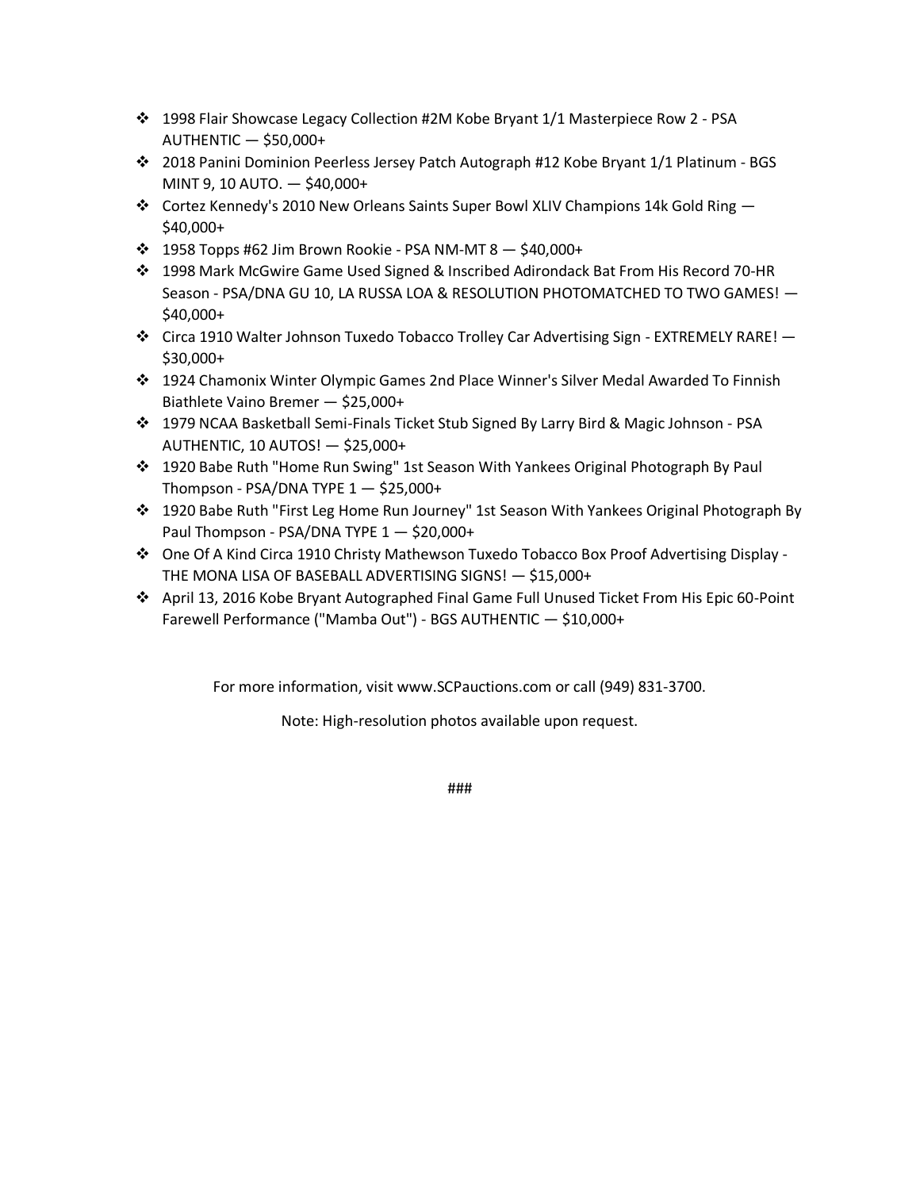- 1998 Flair Showcase Legacy Collection #2M Kobe Bryant 1/1 Masterpiece Row 2 - PSA AUTHENTIC — $50,000+
- 2018 Panini Dominion Peerless Jersey Patch Autograph #12 Kobe Bryant 1/1 Platinum - BGS MINT 9, 10 AUTO. — $40,000+
- Cortez Kennedy's 2010 New Orleans Saints Super Bowl XLIV Champions 14k Gold Ring — $40,000+
- 1958 Topps #62 Jim Brown Rookie - PSA NM-MT 8 — $40,000+
- 1998 Mark McGwire Game Used Signed & Inscribed Adirondack Bat From His Record 70-HR Season - PSA/DNA GU 10, LA RUSSA LOA & RESOLUTION PHOTOMATCHED TO TWO GAMES! — $40,000+
- Circa 1910 Walter Johnson Tuxedo Tobacco Trolley Car Advertising Sign - EXTREMELY RARE! — $30,000+
- 1924 Chamonix Winter Olympic Games 2nd Place Winner's Silver Medal Awarded To Finnish Biathlete Vaino Bremer — $25,000+
- 1979 NCAA Basketball Semi-Finals Ticket Stub Signed By Larry Bird & Magic Johnson - PSA AUTHENTIC, 10 AUTOS! — $25,000+
- 1920 Babe Ruth "Home Run Swing" 1st Season With Yankees Original Photograph By Paul Thompson - PSA/DNA TYPE 1 — $25,000+
- 1920 Babe Ruth "First Leg Home Run Journey" 1st Season With Yankees Original Photograph By Paul Thompson - PSA/DNA TYPE 1 — $20,000+
- One Of A Kind Circa 1910 Christy Mathewson Tuxedo Tobacco Box Proof Advertising Display - THE MONA LISA OF BASEBALL ADVERTISING SIGNS! — $15,000+
- April 13, 2016 Kobe Bryant Autographed Final Game Full Unused Ticket From His Epic 60-Point Farewell Performance ("Mamba Out") - BGS AUTHENTIC — $10,000+

For more information, visit www.SCPauctions.com or call (949) 831-3700.

Note: High-resolution photos available upon request.

###